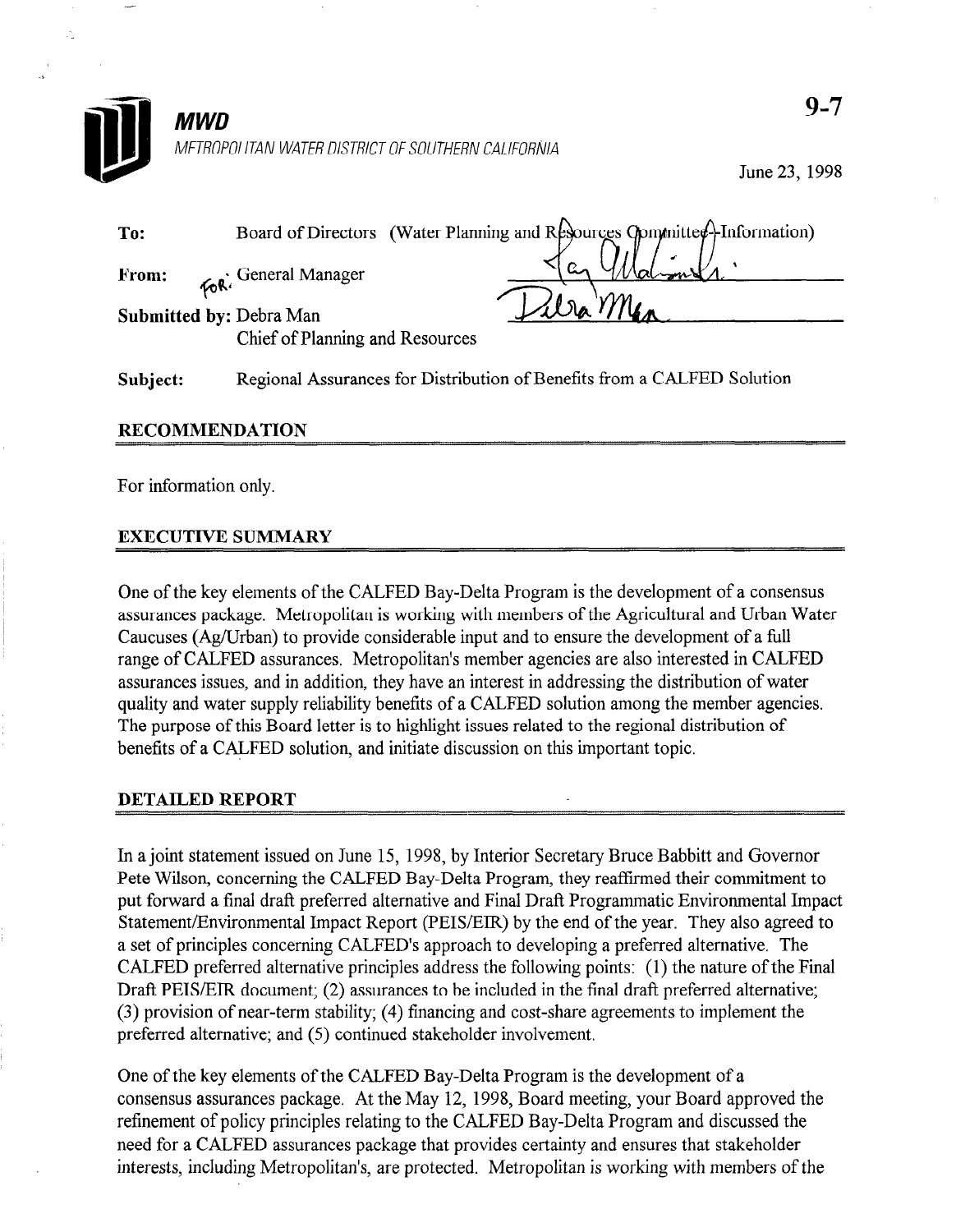**MWD**

METROPOLITAN WATER DISTRICT OF SOUTHERN CALIFORNIA

9-7

June 23, 1998

**To:** Board of Directors (Water Planning and Resources Committee--Information)

**From:** For: General Manager

**Submitted by:** Debra Man
Chief of Planning and Resources

**Subject:** Regional Assurances for Distribution of Benefits from a CALFED Solution

## RECOMMENDATION

For information only.

## EXECUTIVE SUMMARY

One of the key elements of the CALFED Bay-Delta Program is the development of a consensus assurances package. Metropolitan is working with members of the Agricultural and Urban Water Caucuses (Ag/Urban) to provide considerable input and to ensure the development of a full range of CALFED assurances. Metropolitan's member agencies are also interested in CALFED assurances issues, and in addition, they have an interest in addressing the distribution of water quality and water supply reliability benefits of a CALFED solution among the member agencies. The purpose of this Board letter is to highlight issues related to the regional distribution of benefits of a CALFED solution, and initiate discussion on this important topic.

## DETAILED REPORT

In a joint statement issued on June 15, 1998, by Interior Secretary Bruce Babbitt and Governor Pete Wilson, concerning the CALFED Bay-Delta Program, they reaffirmed their commitment to put forward a final draft preferred alternative and Final Draft Programmatic Environmental Impact Statement/Environmental Impact Report (PEIS/EIR) by the end of the year. They also agreed to a set of principles concerning CALFED's approach to developing a preferred alternative. The CALFED preferred alternative principles address the following points: (1) the nature of the Final Draft PEIS/EIR document; (2) assurances to be included in the final draft preferred alternative; (3) provision of near-term stability; (4) financing and cost-share agreements to implement the preferred alternative; and (5) continued stakeholder involvement.

One of the key elements of the CALFED Bay-Delta Program is the development of a consensus assurances package. At the May 12, 1998, Board meeting, your Board approved the refinement of policy principles relating to the CALFED Bay-Delta Program and discussed the need for a CALFED assurances package that provides certainty and ensures that stakeholder interests, including Metropolitan's, are protected. Metropolitan is working with members of the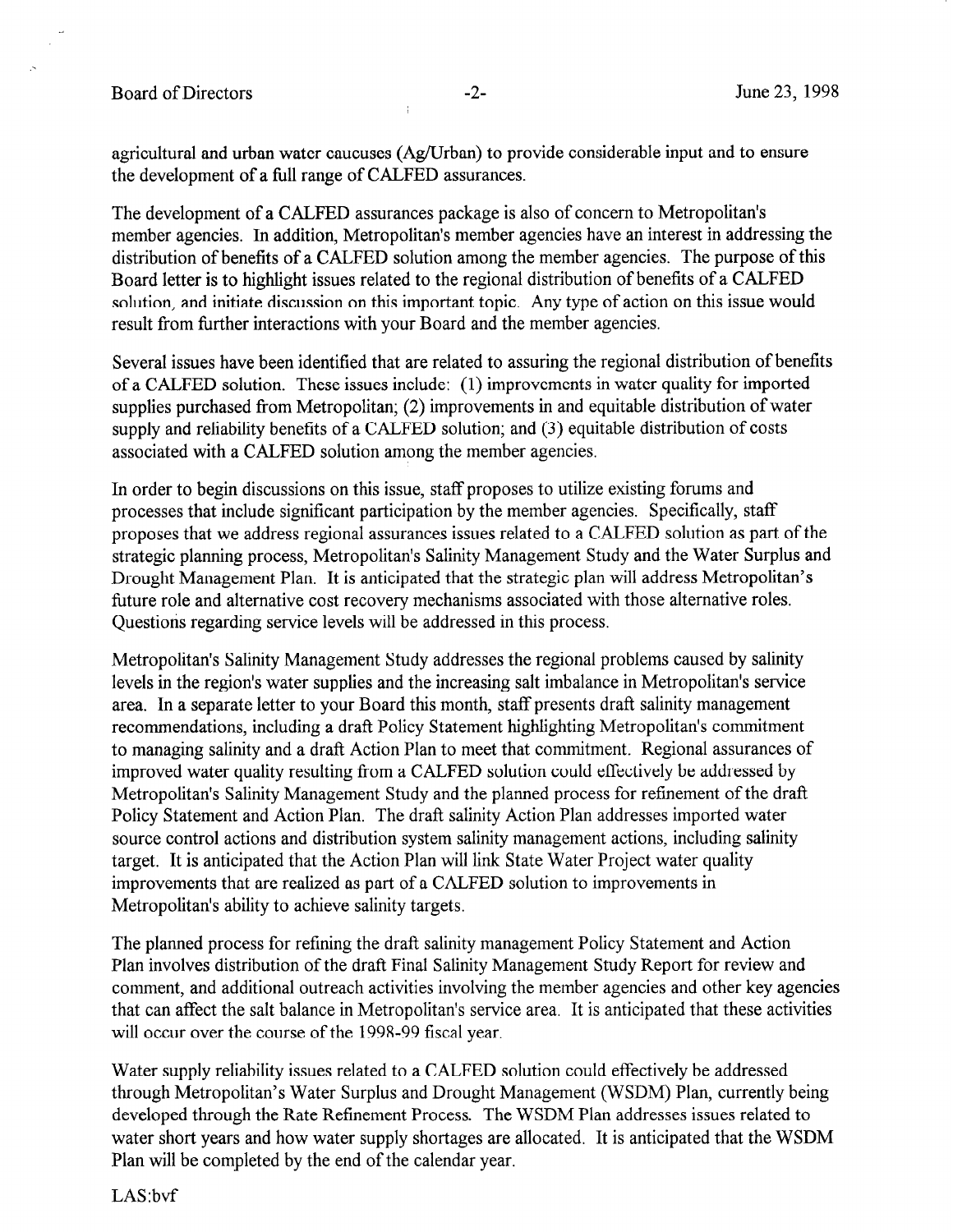agricultural and urban water caucuses (Ag/Urban) to provide considerable input and to ensure the development of a full range of CALFED assurances.

The development of a CALFED assurances package is also of concern to Metropolitan's member agencies. In addition, Metropolitan's member agencies have an interest in addressing the distribution of benefits of a CALFED solution among the member agencies. The purpose of this Board letter is to highlight issues related to the regional distribution of benefits of a CALFED solution, and initiate discussion on this important topic. Any type of action on this issue would result from further interactions with your Board and the member agencies.

Several issues have been identified that are related to assuring the regional distribution of benefits of a CALFED solution. These issues include: (1) improvements in water quality for imported supplies purchased from Metropolitan; (2) improvements in and equitable distribution of water supply and reliability benefits of a CALFED solution; and (3) equitable distribution of costs associated with a CALFED solution among the member agencies.

In order to begin discussions on this issue, staff proposes to utilize existing forums and processes that include significant participation by the member agencies. Specifically, staff proposes that we address regional assurances issues related to a CALFED solution as part of the strategic planning process, Metropolitan's Salinity Management Study and the Water Surplus and Drought Management Plan. It is anticipated that the strategic plan will address Metropolitan's future role and alternative cost recovery mechanisms associated with those alternative roles. Questions regarding service levels will be addressed in this process.

Metropolitan's Salinity Management Study addresses the regional problems caused by salinity levels in the region's water supplies and the increasing salt imbalance in Metropolitan's service area. In a separate letter to your Board this month, staff presents draft salinity management recommendations, including a draft Policy Statement highlighting Metropolitan's commitment to managing salinity and a draft Action Plan to meet that commitment. Regional assurances of improved water quality resulting from a CALFED solution could effectively be addressed by Metropolitan's Salinity Management Study and the planned process for refinement of the draft Policy Statement and Action Plan. The draft salinity Action Plan addresses imported water source control actions and distribution system salinity management actions, including salinity target. It is anticipated that the Action Plan will link State Water Project water quality improvements that are realized as part of a CALFED solution to improvements in Metropolitan's ability to achieve salinity targets.

The planned process for refining the draft salinity management Policy Statement and Action Plan involves distribution of the draft Final Salinity Management Study Report for review and comment, and additional outreach activities involving the member agencies and other key agencies that can affect the salt balance in Metropolitan's service area. It is anticipated that these activities will occur over the course of the 1998-99 fiscal year.

Water supply reliability issues related to a CALFED solution could effectively be addressed through Metropolitan's Water Surplus and Drought Management (WSDM) Plan, currently being developed through the Rate Refinement Process. The WSDM Plan addresses issues related to water short years and how water supply shortages are allocated. It is anticipated that the WSDM Plan will be completed by the end of the calendar year.

LAS:bvf